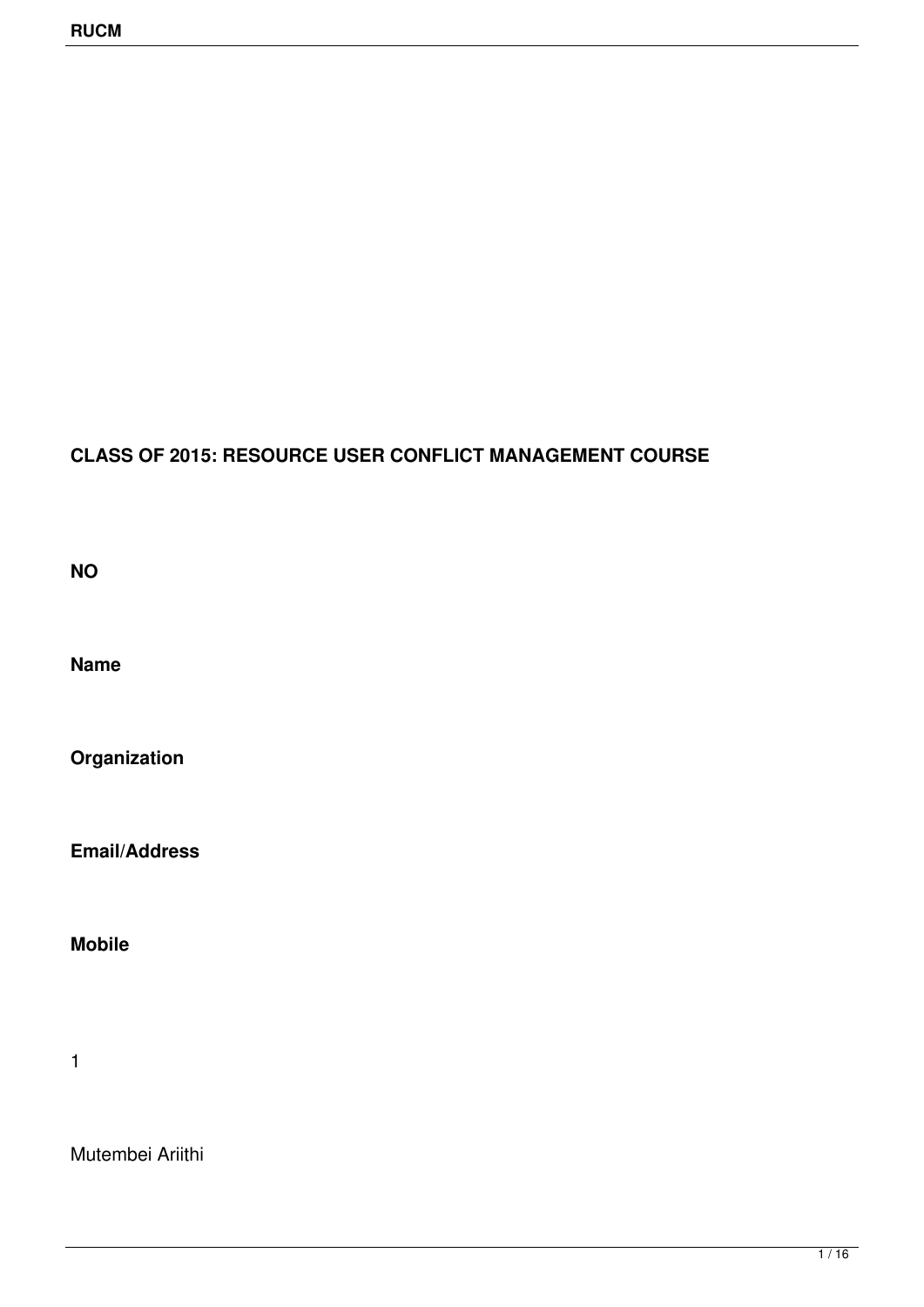**CLASS OF 2015: RESOURCE USER CONFLICT MANAGEMENT COURSE**

**NO**

**Name**

**Organization**

**Email/Address**

**Mobile**

1

Mutembei Ariithi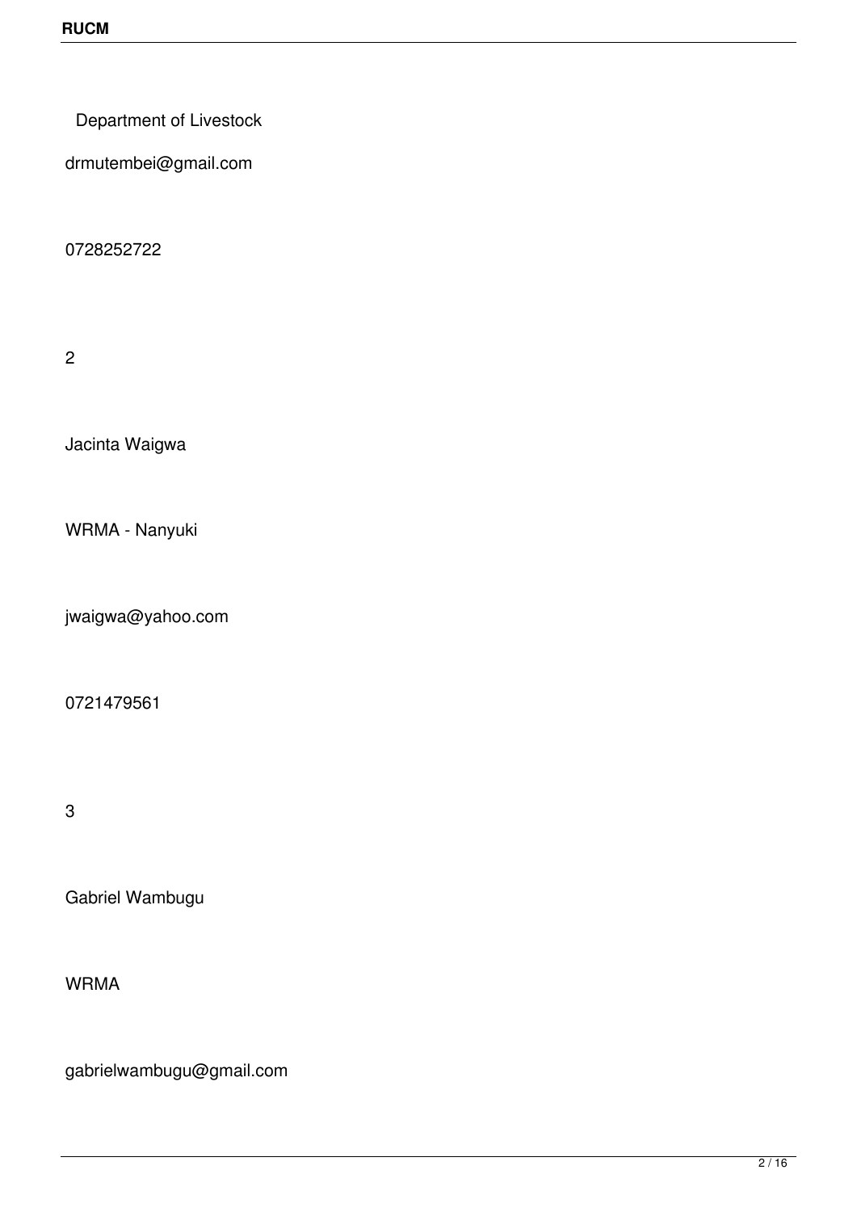Department of Livestock

drmutembei@gmail.com

0728252722

2

Jacinta Waigwa

WRMA - Nanyuki

jwaigwa@yahoo.com

0721479561

3

Gabriel Wambugu

WRMA

gabrielwambugu@gmail.com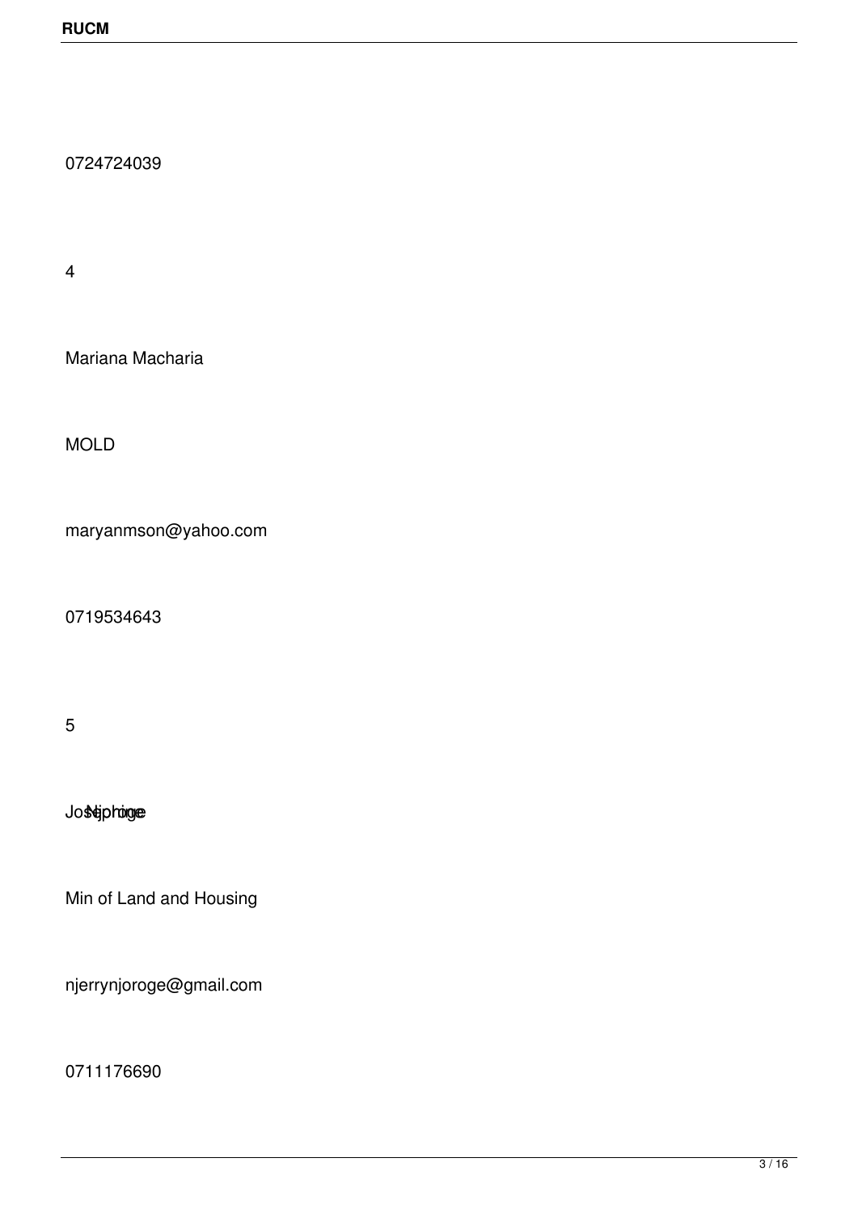0724724039

4

Mariana Macharia

MOLD

maryanmson@yahoo.com

0719534643

5

Joseph Njoroge

Min of Land and Housing

njerrynjoroge@gmail.com

0711176690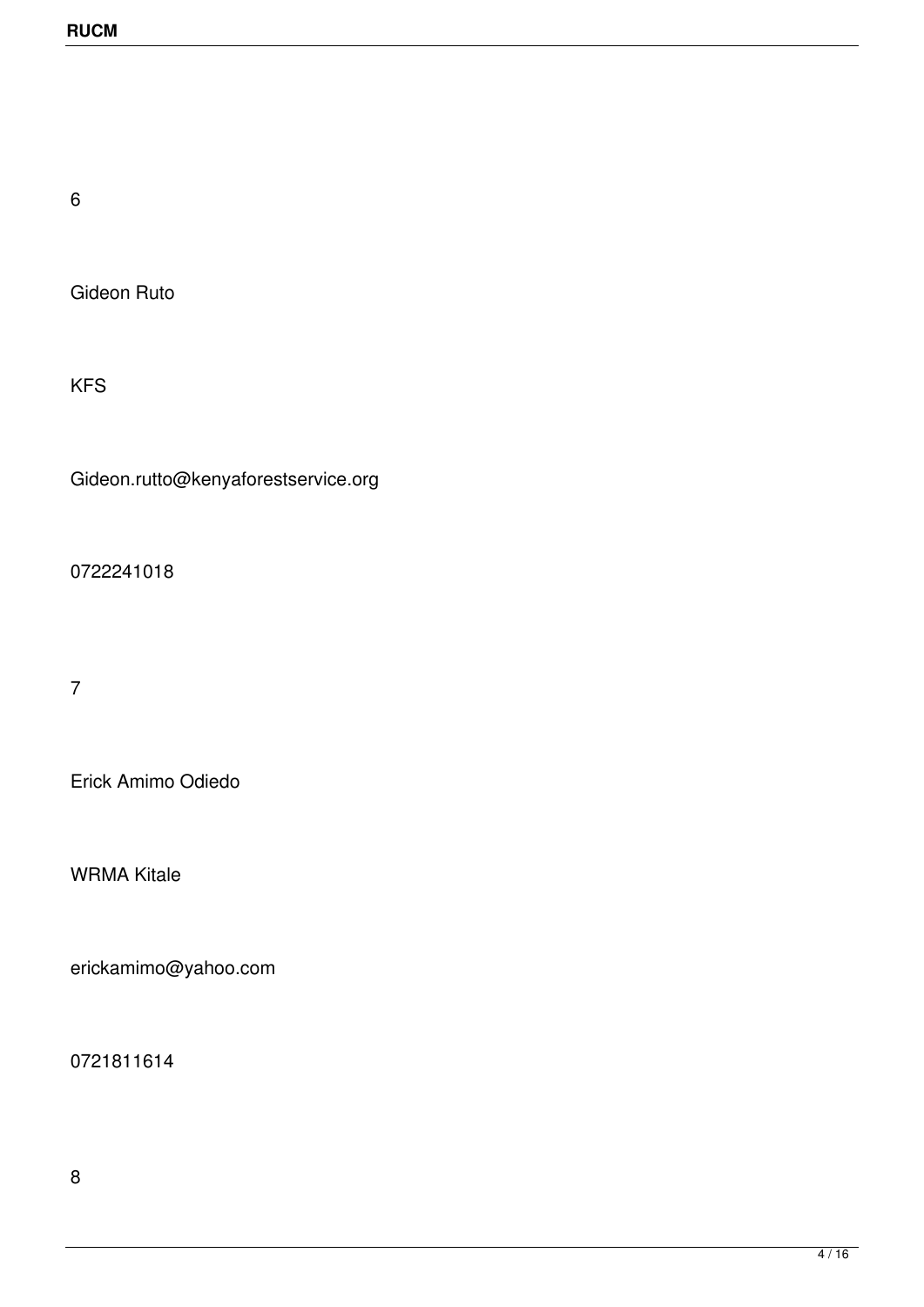6

Gideon Ruto

KFS

Gideon.rutto@kenyaforestservice.org

0722241018

7

Erick Amimo Odiedo

WRMA Kitale

erickamimo@yahoo.com

0721811614

8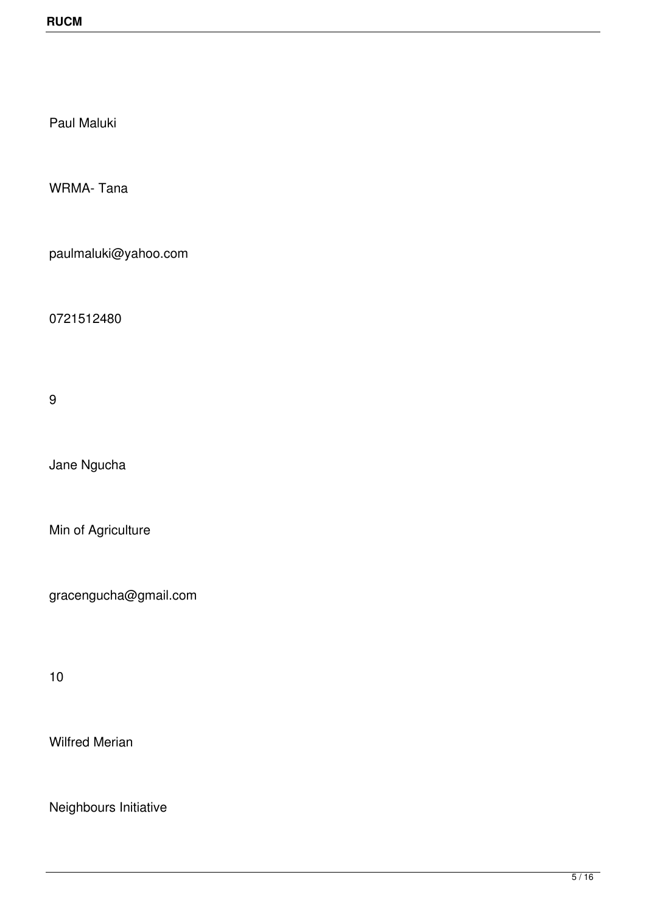Paul Maluki

WRMA- Tana

paulmaluki@yahoo.com

0721512480

9

Jane Ngucha

Min of Agriculture

gracengucha@gmail.com

10

Wilfred Merian

Neighbours Initiative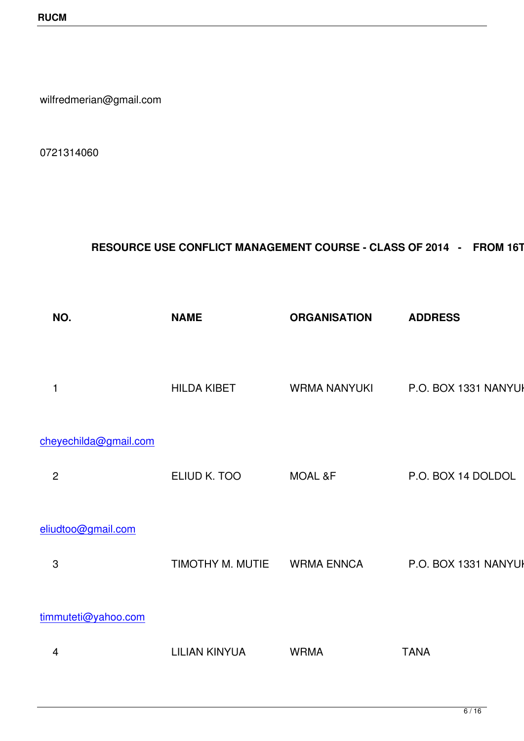wilfredmerian@gmail.com

0721314060

**RESOURCE USE CONFLICT MANAGEMENT COURSE - CLASS OF 2014 - FROM 16T**

| NO. | NAME | ORGANISATION | ADDRESS |
|---|---|---|---|
| 1 | HILDA KIBET | WRMA NANYUKI | P.O. BOX 1331 NANYUK |
| cheyechilda@gmail.com | | | |
| 2 | ELIUD K. TOO | MOAL &F | P.O. BOX 14 DOLDOL |
| eliudtoo@gmail.com | | | |
| 3 | TIMOTHY M. MUTIE | WRMA ENNCA | P.O. BOX 1331 NANYUK |
| timmuteti@yahoo.com | | | |
| 4 | LILIAN KINYUA | WRMA | TANA |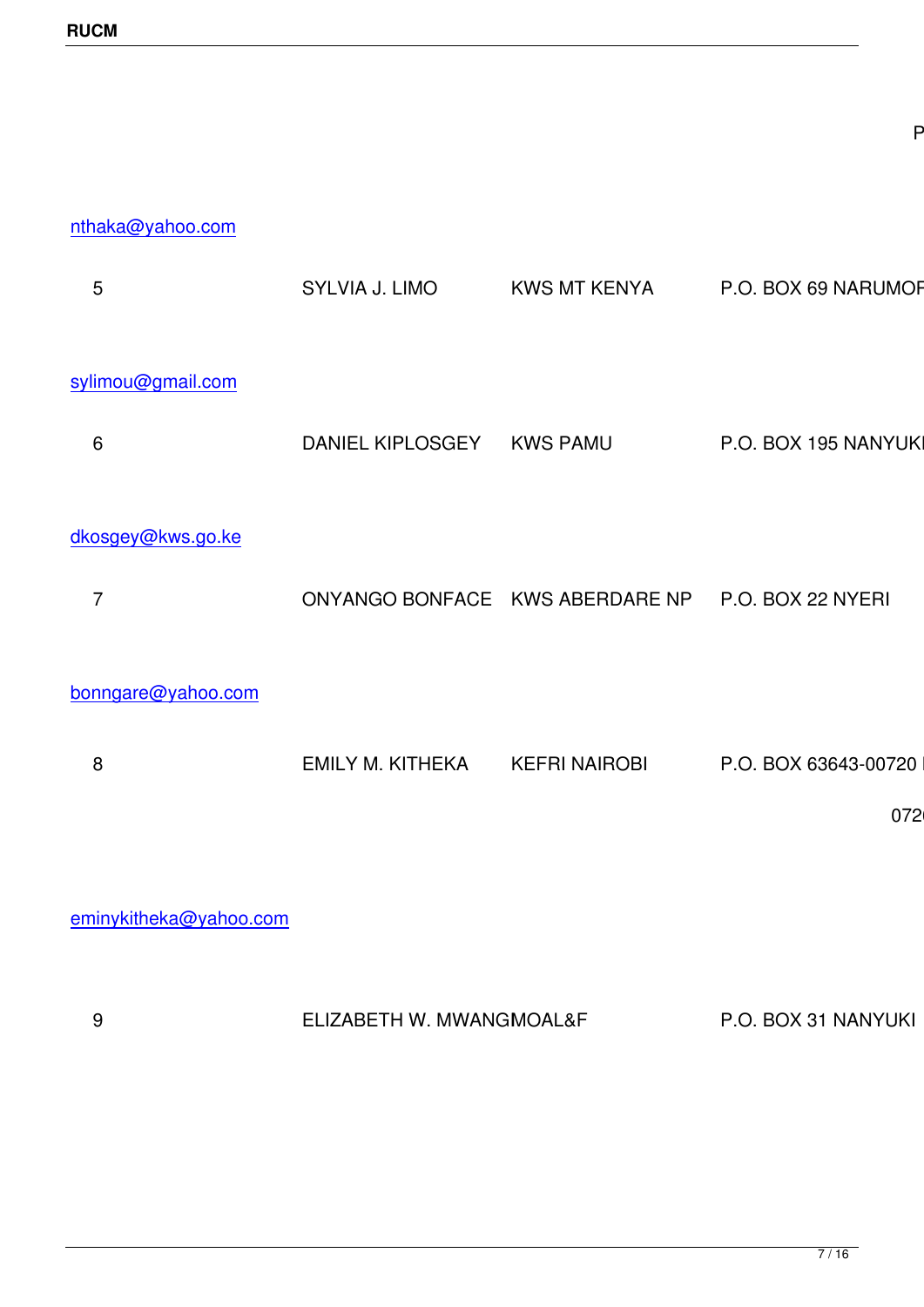P

nthaka@yahoo.com

| | | | |
|---|---|---|---|
| 5 | SYLVIA J. LIMO | KWS MT KENYA | P.O. BOX 69 NARUMOF |

sylimou@gmail.com

| | | | |
|---|---|---|---|
| 6 | DANIEL KIPLOSGEY | KWS PAMU | P.O. BOX 195 NANYUKI |

dkosgey@kws.go.ke

| | | | |
|---|---|---|---|
| 7 | ONYANGO BONFACE | KWS ABERDARE NP | P.O. BOX 22 NYERI |

bonngare@yahoo.com

| | | | |
|---|---|---|---|
| 8 | EMILY M. KITHEKA | KEFRI NAIROBI | P.O. BOX 63643-00720 I |

072(

eminykitheka@yahoo.com

| | | | |
|---|---|---|---|
| 9 | ELIZABETH W. MWANGMOAL&F | | P.O. BOX 31 NANYUKI |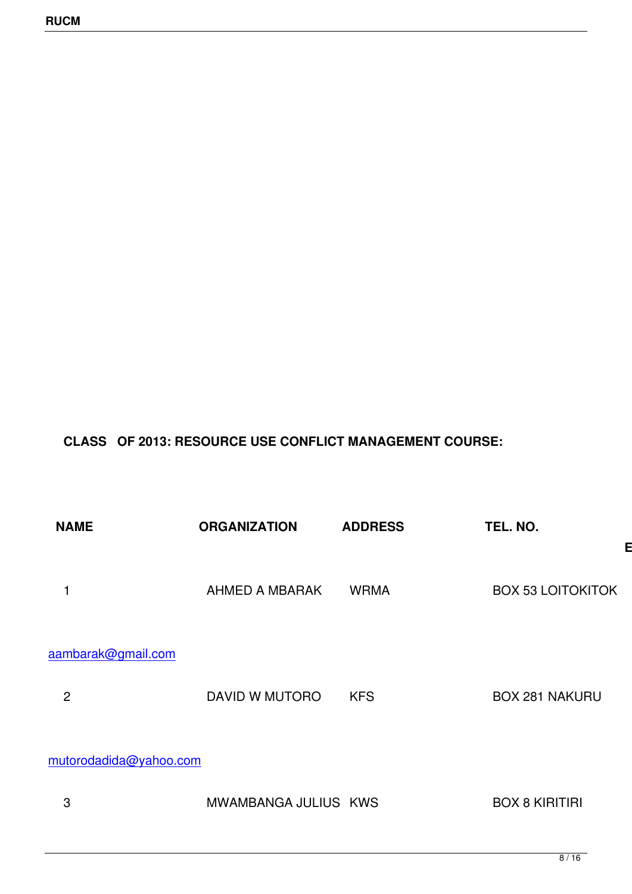**CLASS OF 2013: RESOURCE USE CONFLICT MANAGEMENT COURSE:**

| NAME | ORGANIZATION | ADDRESS | TEL. NO. | E |
|---|---|---|---|---|
| 1 | AHMED A MBARAK | WRMA | BOX 53 LOITOKITOK | |
| aambarak@gmail.com | | | | |
| 2 | DAVID W MUTORO | KFS | BOX 281 NAKURU | |
| mutorodadida@yahoo.com | | | | |
| 3 | MWAMBANGA JULIUS | KWS | BOX 8 KIRITIRI | |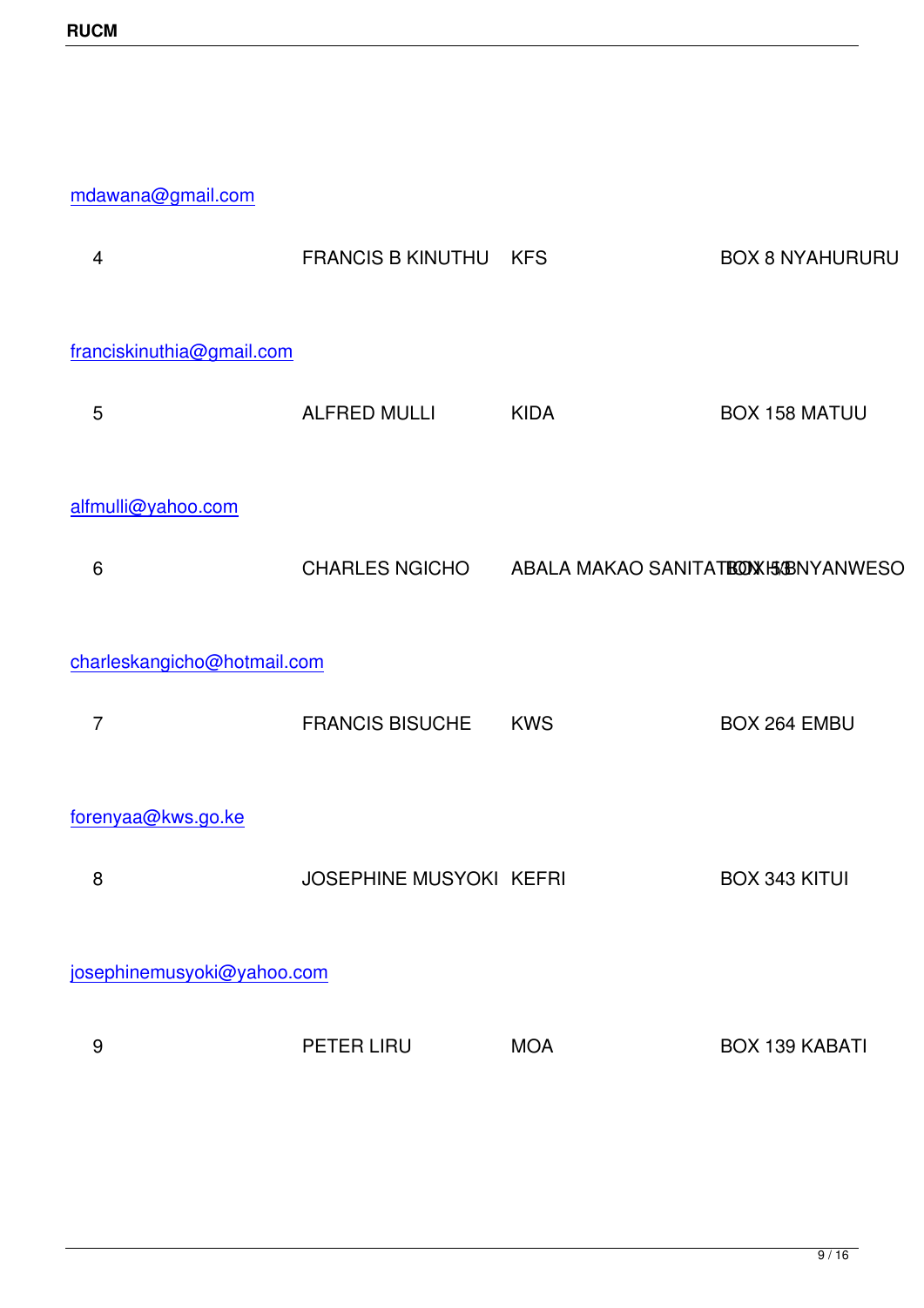mdawana@gmail.com

| 4 | FRANCIS B KINUTHU | KFS | BOX 8 NYAHURURU |
|---|---|---|---|

franciskinuthia@gmail.com

| 5 | ALFRED MULLI | KIDA | BOX 158 MATUU |
|---|---|---|---|

alfmulli@yahoo.com

| 6 | CHARLES NGICHO | ABALA MAKAO SANITATION | BOX 53 NYANWESO |
|---|---|---|---|

charleskangicho@hotmail.com

| 7 | FRANCIS BISUCHE | KWS | BOX 264 EMBU |
|---|---|---|---|

forenyaa@kws.go.ke

| 8 | JOSEPHINE MUSYOKI | KEFRI | BOX 343 KITUI |
|---|---|---|---|

josephinemusyoki@yahoo.com

| 9 | PETER LIRU | MOA | BOX 139 KABATI |
|---|---|---|---|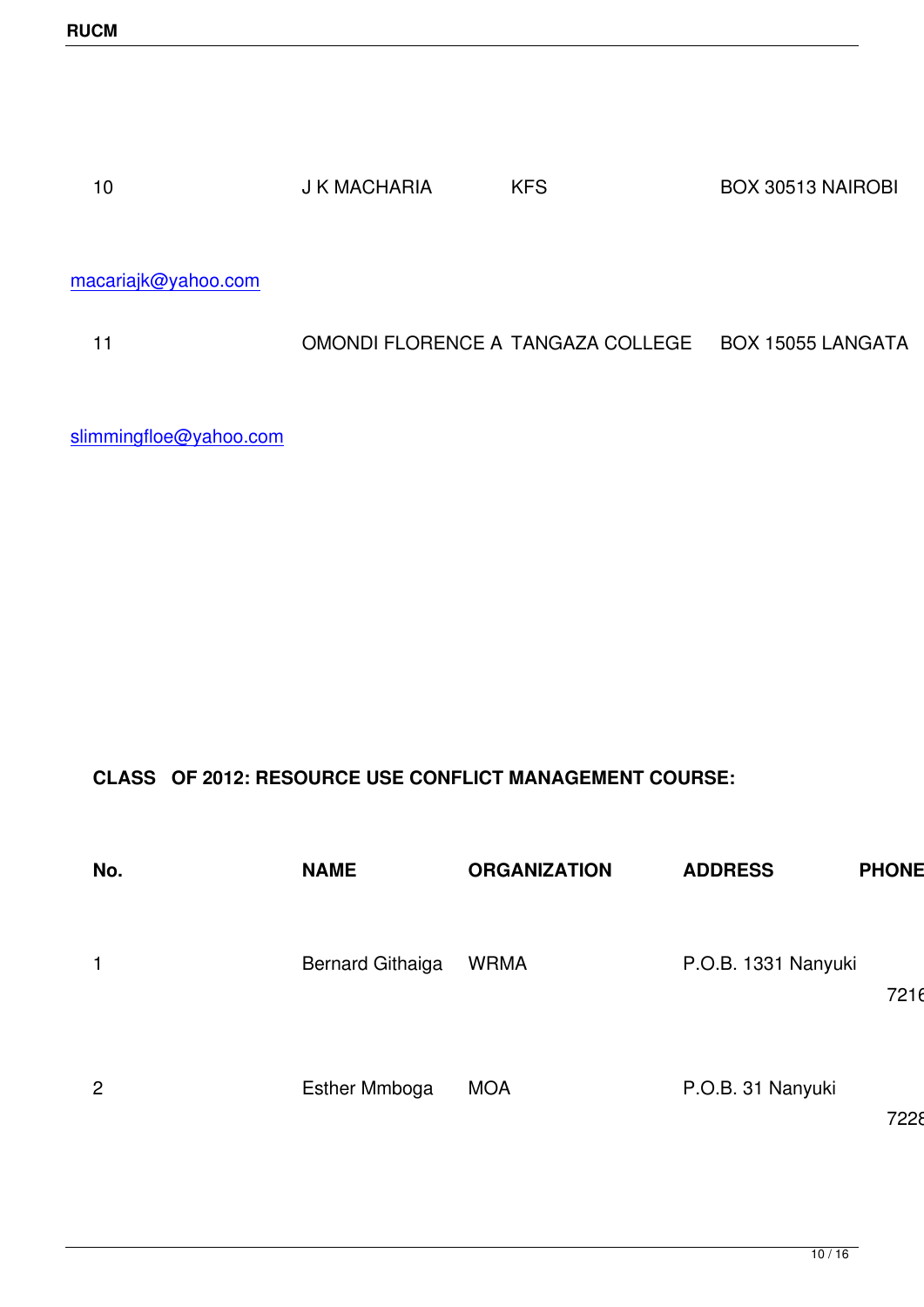| | | | |
|---|---|---|---|
| 10 | J K MACHARIA | KFS | BOX 30513 NAIROBI |
| macariajk@yahoo.com | | | |
| 11 | OMONDI FLORENCE A | TANGAZA COLLEGE | BOX 15055 LANGATA |
| slimmingfloe@yahoo.com | | | |

**CLASS OF 2012: RESOURCE USE CONFLICT MANAGEMENT COURSE:**

| No. | NAME | ORGANIZATION | ADDRESS | PHONE |
|---|---|---|---|---|
| 1 | Bernard Githaiga | WRMA | P.O.B. 1331 Nanyuki | 7216 |
| 2 | Esther Mmboga | MOA | P.O.B. 31 Nanyuki | 7228 |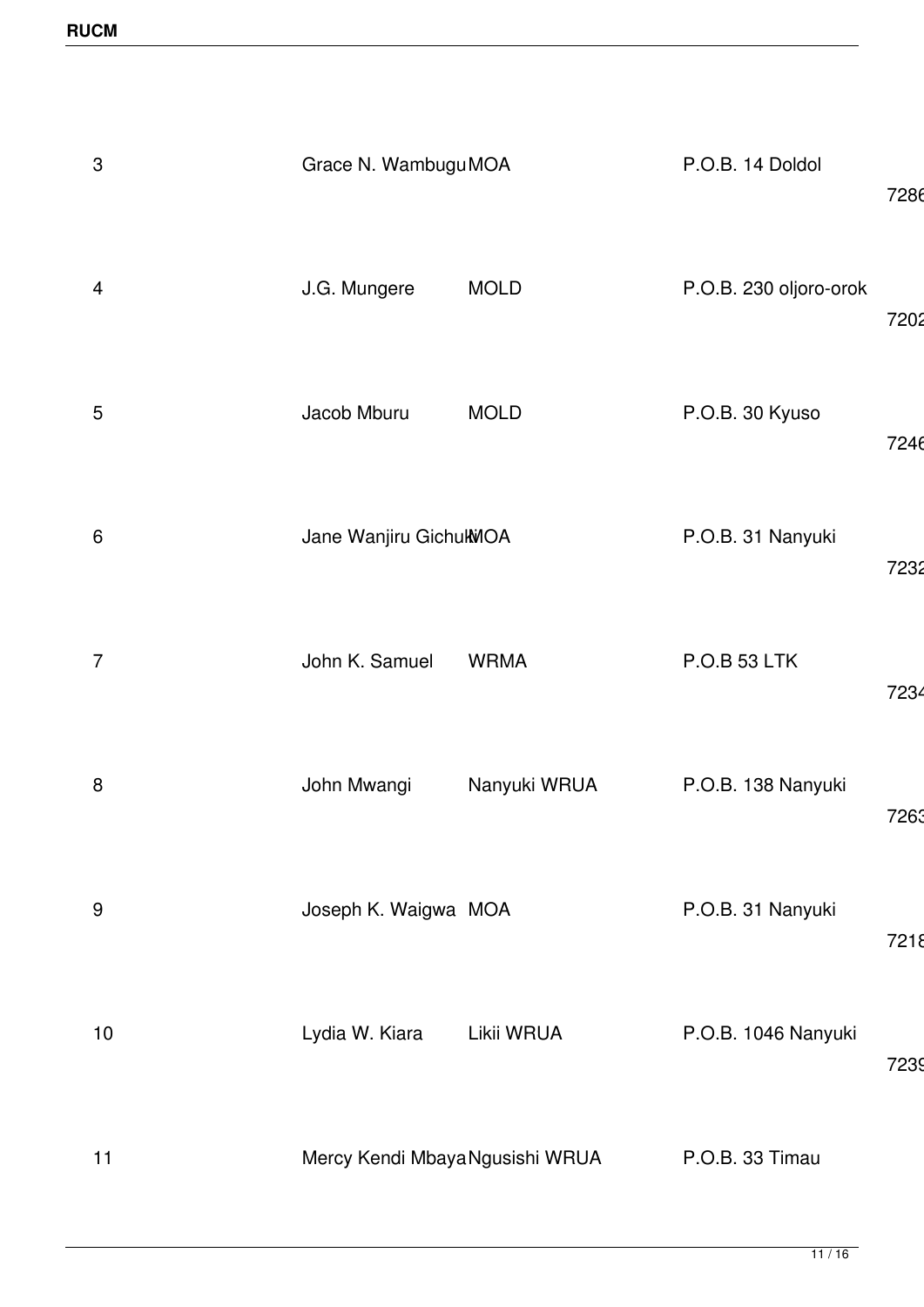| | | | | |
|---|---|---|---|---|
| 3 | Grace N. Wambugu | MOA | P.O.B. 14 Doldol | 7286 |
| 4 | J.G. Mungere | MOLD | P.O.B. 230 oljoro-orok | 7202 |
| 5 | Jacob Mburu | MOLD | P.O.B. 30 Kyuso | 7246 |
| 6 | Jane Wanjiru Gichuki | MOA | P.O.B. 31 Nanyuki | 7232 |
| 7 | John K. Samuel | WRMA | P.O.B 53 LTK | 7234 |
| 8 | John Mwangi | Nanyuki WRUA | P.O.B. 138 Nanyuki | 7263 |
| 9 | Joseph K. Waigwa | MOA | P.O.B. 31 Nanyuki | 7218 |
| 10 | Lydia W. Kiara | Likii WRUA | P.O.B. 1046 Nanyuki | 7239 |
| 11 | Mercy Kendi Mbaya | Ngusishi WRUA | P.O.B. 33 Timau | |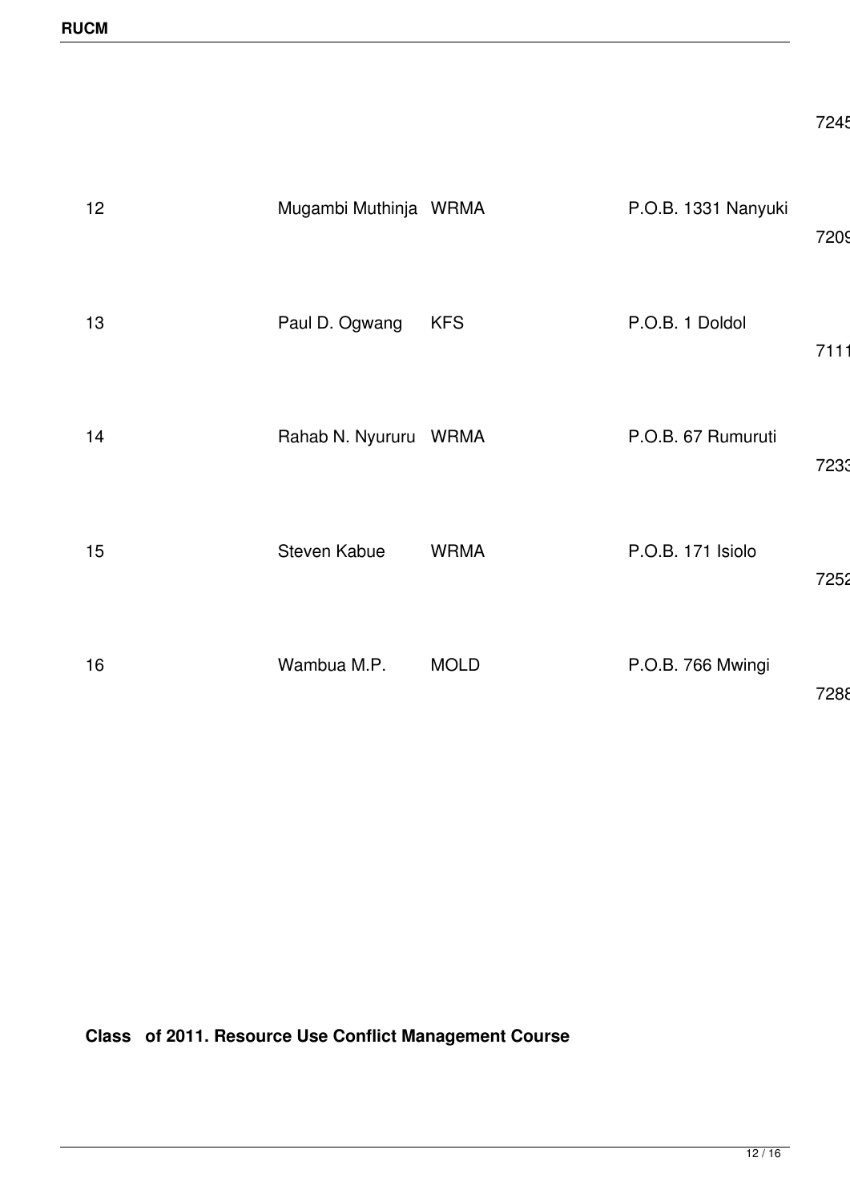| | | | | |
|---|---|---|---|---|
| | | | | 7245 |
| 12 | Mugambi Muthinja | WRMA | P.O.B. 1331 Nanyuki | 7209 |
| 13 | Paul D. Ogwang | KFS | P.O.B. 1 Doldol | 7111 |
| 14 | Rahab N. Nyururu | WRMA | P.O.B. 67 Rumuruti | 7233 |
| 15 | Steven Kabue | WRMA | P.O.B. 171 Isiolo | 7252 |
| 16 | Wambua M.P. | MOLD | P.O.B. 766 Mwingi | 7288 |

**Class of 2011. Resource Use Conflict Management Course**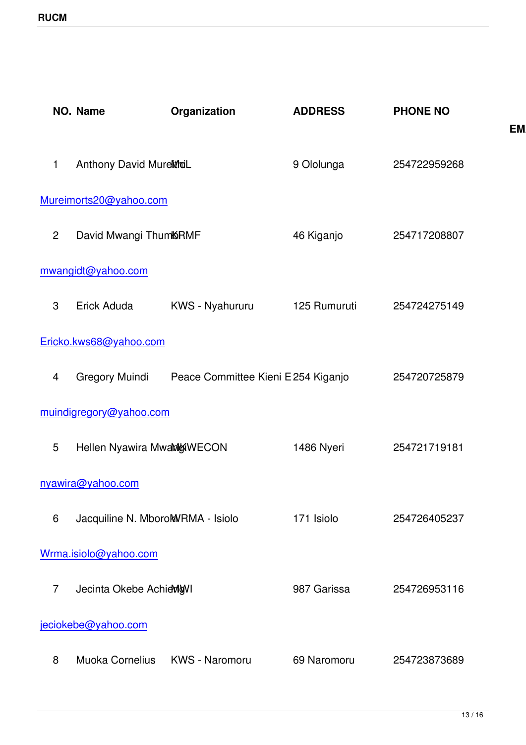| NO. | Name | Organization | ADDRESS | PHONE NO | EM |
|---|---|---|---|---|---|
| 1 | Anthony David Mureithi | MoL | 9 Ololunga | 254722959268 | Mureimorts20@yahoo.com |
| 2 | David Mwangi Thumbi | KRMF | 46 Kiganjo | 254717208807 | mwangidt@yahoo.com |
| 3 | Erick Aduda | KWS - Nyahururu | 125 Rumuruti | 254724275149 | Ericko.kws68@yahoo.com |
| 4 | Gregory Muindi | Peace Committee Kieni E | 254 Kiganjo | 254720725879 | muindigregory@yahoo.com |
| 5 | Hellen Nyawira Mwangi | MKWECON | 1486 Nyeri | 254721719181 | nyawira@yahoo.com |
| 6 | Jacquiline N. Mboroki | WRMA - Isiolo | 171 Isiolo | 254726405237 | Wrma.isiolo@yahoo.com |
| 7 | Jecinta Okebe Achieng | MWI | 987 Garissa | 254726953116 | jeciokebe@yahoo.com |
| 8 | Muoka Cornelius | KWS - Naromoru | 69 Naromoru | 254723873689 | |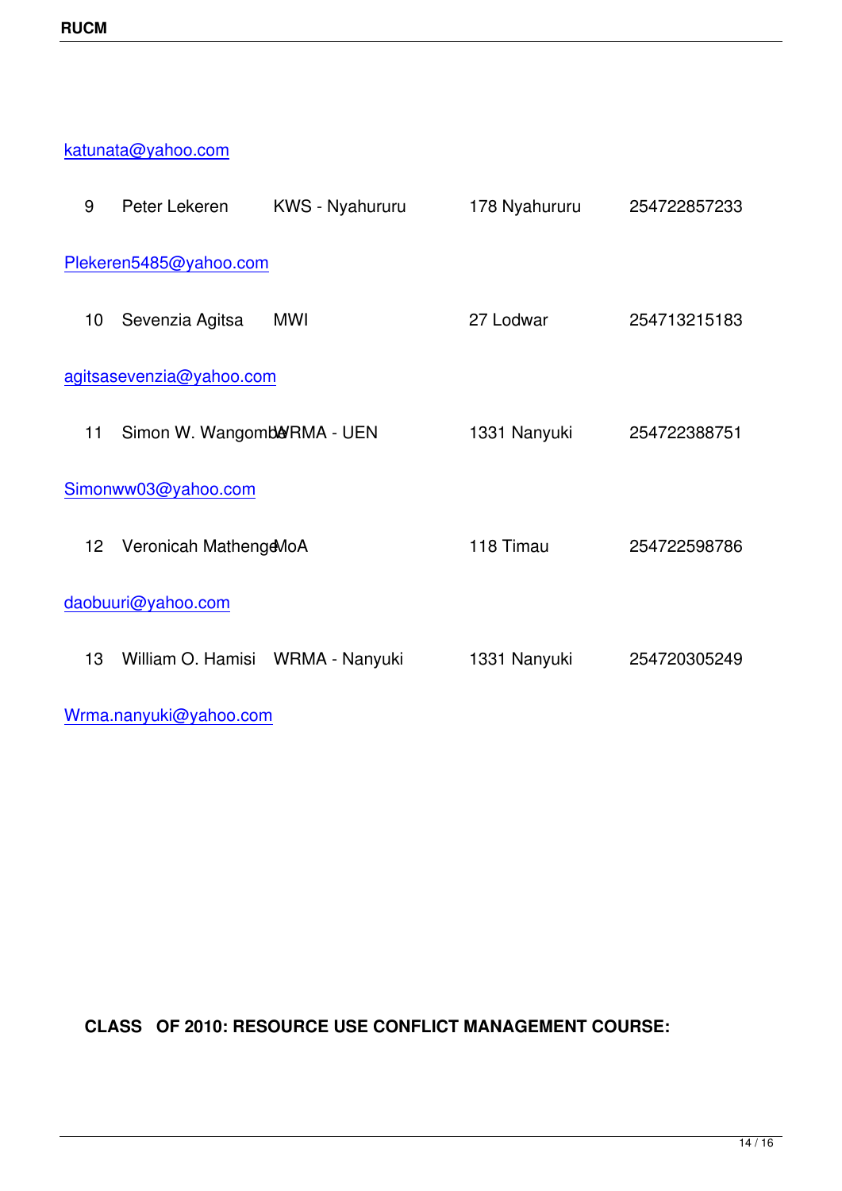katunata@yahoo.com

| 9 | Peter Lekeren | KWS - Nyahururu | 178 Nyahururu | 254722857233 |
|---|---|---|---|---|

Plekeren5485@yahoo.com

| 10 | Sevenzia Agitsa | MWI | 27 Lodwar | 254713215183 |
|---|---|---|---|---|

agitsasevenzia@yahoo.com

| 11 | Simon W. Wangombe | WRMA - UEN | 1331 Nanyuki | 254722388751 |
|---|---|---|---|---|

Simonww03@yahoo.com

| 12 | Veronicah Mathenge | MoA | 118 Timau | 254722598786 |
|---|---|---|---|---|

daobuuri@yahoo.com

| 13 | William O. Hamisi | WRMA - Nanyuki | 1331 Nanyuki | 254720305249 |
|---|---|---|---|---|

Wrma.nanyuki@yahoo.com

**CLASS OF 2010: RESOURCE USE CONFLICT MANAGEMENT COURSE:**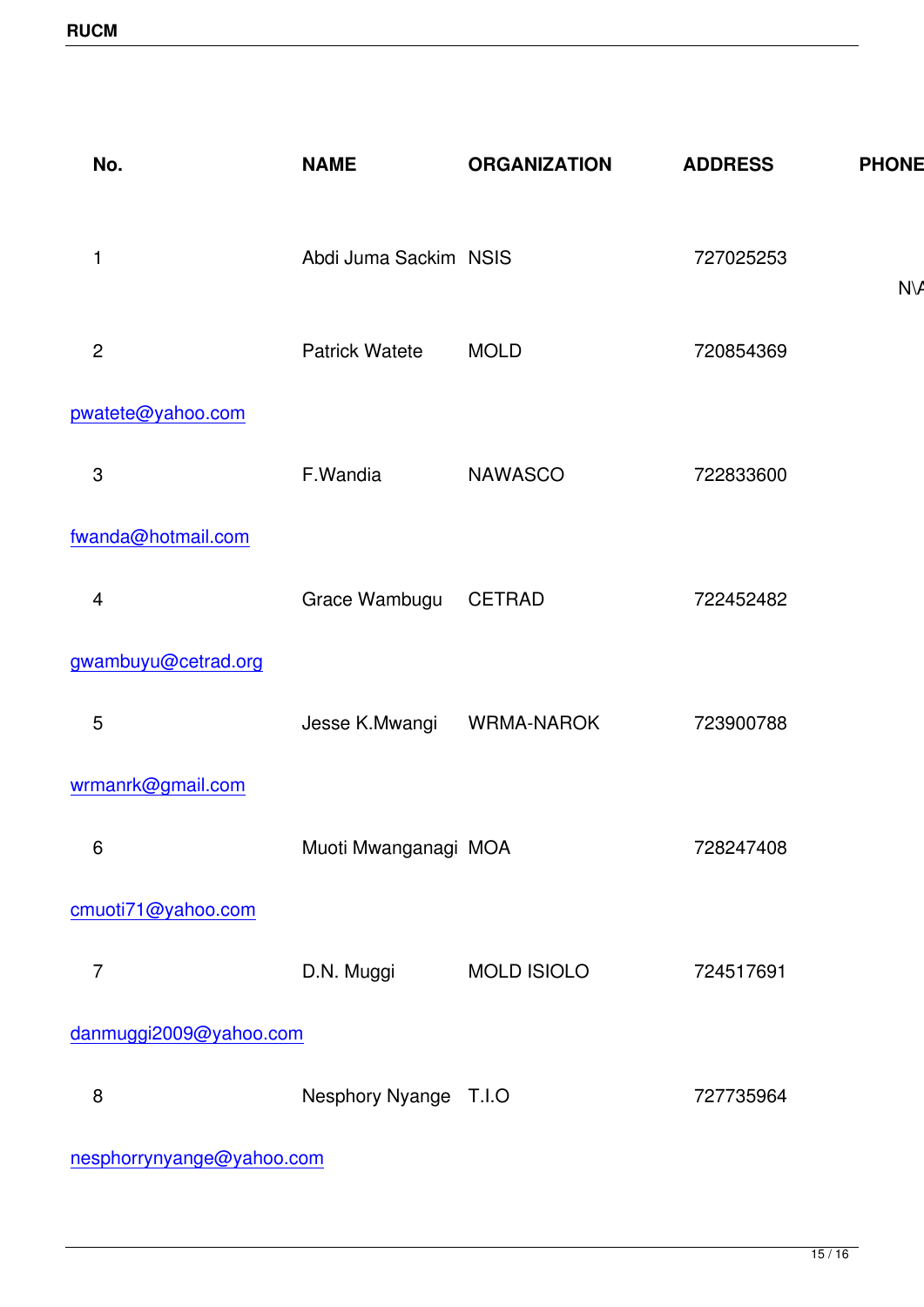| No. | NAME | ORGANIZATION | ADDRESS | PHONE |
|---|---|---|---|---|
| 1 | Abdi Juma Sackim | NSIS | 727025253 | N\A |
| 2 | Patrick Watete | MOLD | 720854369 | |
| pwatete@yahoo.com | | | | |
| 3 | F.Wandia | NAWASCO | 722833600 | |
| fwanda@hotmail.com | | | | |
| 4 | Grace Wambugu | CETRAD | 722452482 | |
| gwambuyu@cetrad.org | | | | |
| 5 | Jesse K.Mwangi | WRMA-NAROK | 723900788 | |
| wrmanrk@gmail.com | | | | |
| 6 | Muoti Mwanganagi | MOA | 728247408 | |
| cmuoti71@yahoo.com | | | | |
| 7 | D.N. Muggi | MOLD ISIOLO | 724517691 | |
| danmuggi2009@yahoo.com | | | | |
| 8 | Nesphory Nyange | T.I.O | 727735964 | |
| nesphorrynyange@yahoo.com | | | | |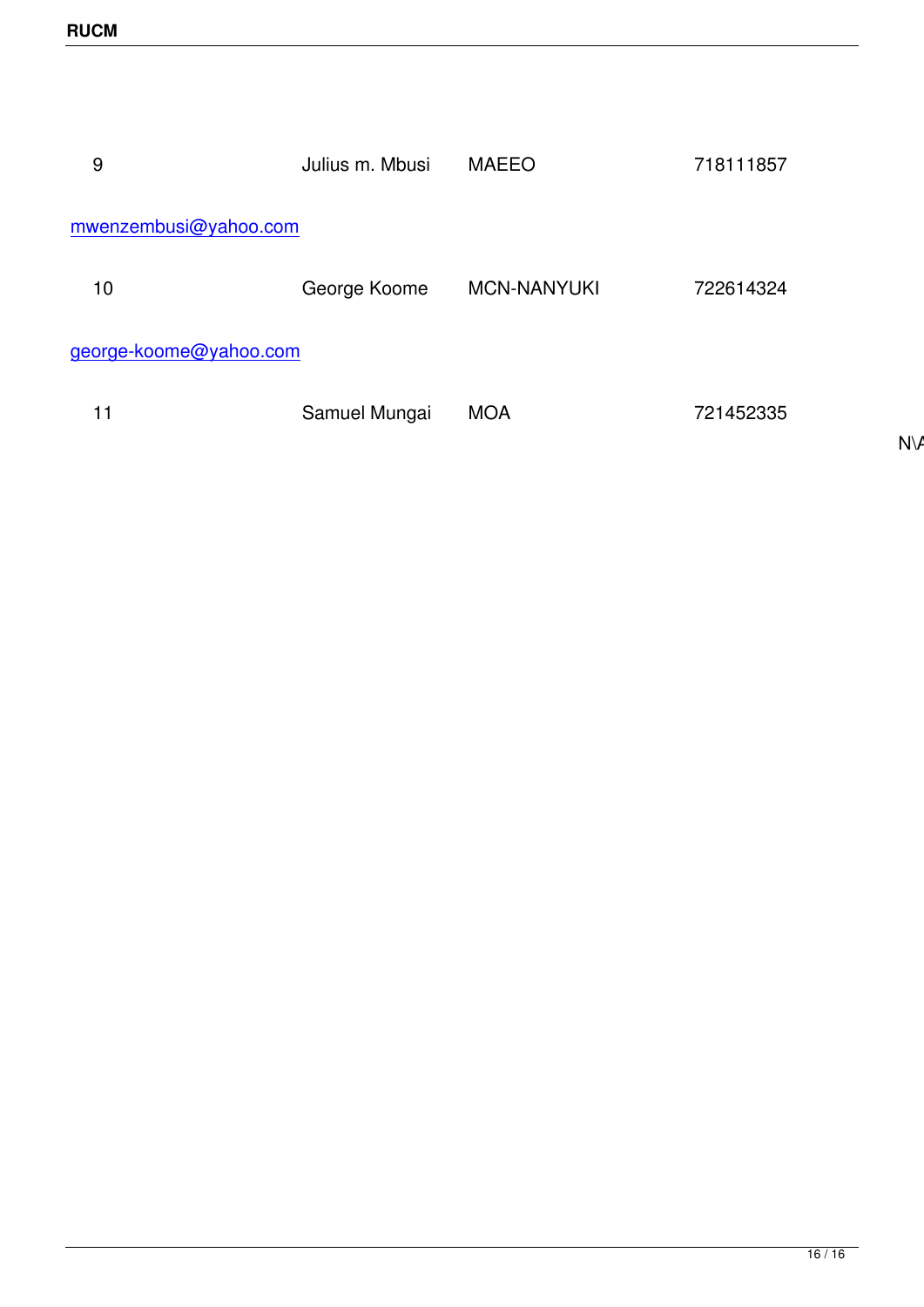| | | | | |
|---|---|---|---|---|
| 9 | Julius m. Mbusi | MAEEO | 718111857 | mwenzembusi@yahoo.com |
| 10 | George Koome | MCN-NANYUKI | 722614324 | george-koome@yahoo.com |
| 11 | Samuel Mungai | MOA | 721452335 | N\A |